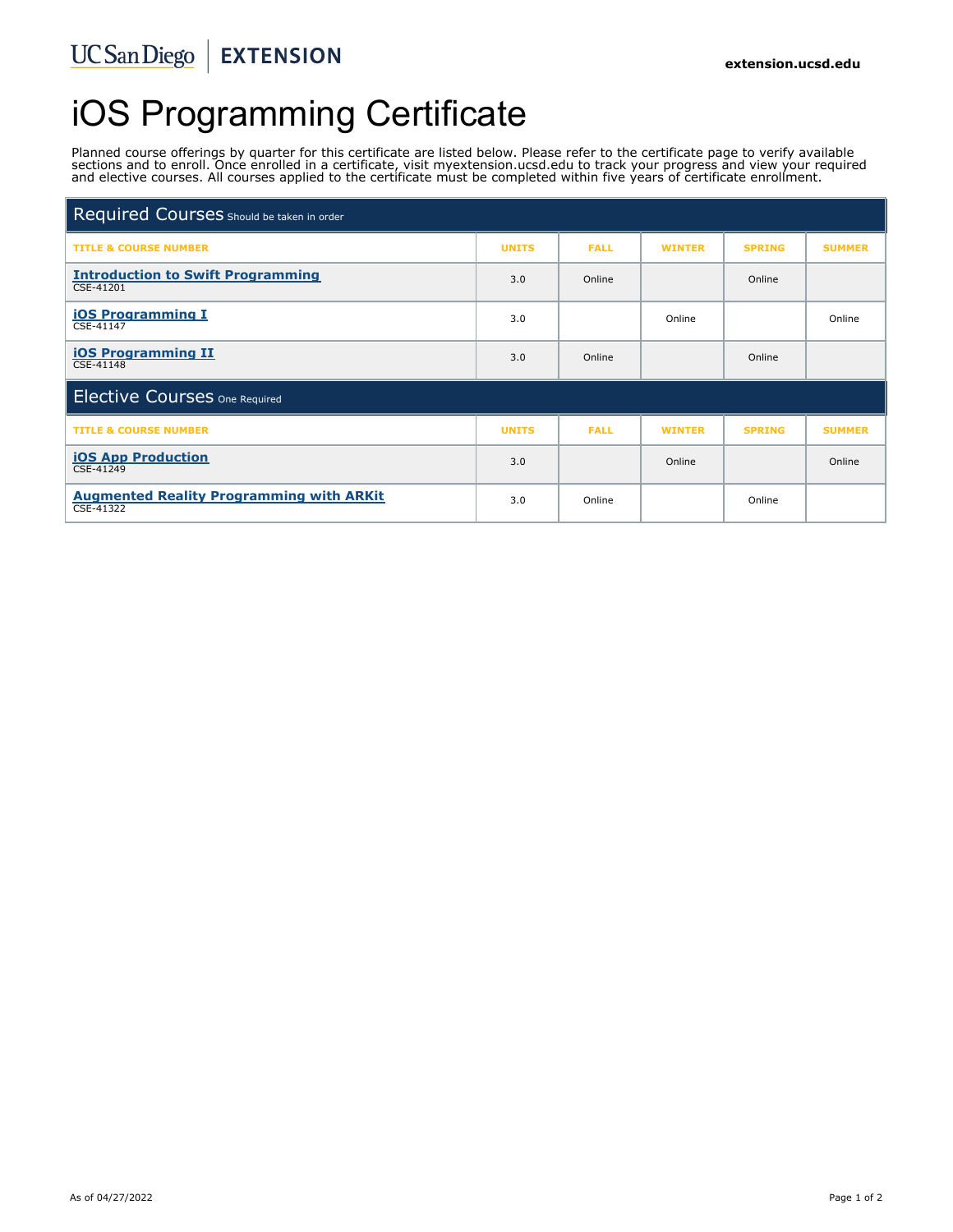UC San Diego | EXTENSION

extension.ucsd.edu

# iOS Programming Certificate

Planned course offerings by quarter for this certificate are listed below. Please refer to the certificate page to verify available sections and to enroll. Once enrolled in a certificate, visit myextension.ucsd.edu to track your progress and view your required and elective courses. All courses applied to the certificate must be completed within five years of certificate enrollment.

## Required Courses Should be taken in order

| TITLE & COURSE NUMBER | UNITS | FALL | WINTER | SPRING | SUMMER |
|---|---|---|---|---|---|
| **Introduction to Swift Programming** CSE-41201 | 3.0 | Online | | Online | |
| **iOS Programming I** CSE-41147 | 3.0 | | Online | | Online |
| **iOS Programming II** CSE-41148 | 3.0 | Online | | Online | |

## Elective Courses One Required

| TITLE & COURSE NUMBER | UNITS | FALL | WINTER | SPRING | SUMMER |
|---|---|---|---|---|---|
| **iOS App Production** CSE-41249 | 3.0 | | Online | | Online |
| **Augmented Reality Programming with ARKit** CSE-41322 | 3.0 | Online | | Online | |

As of 04/27/2022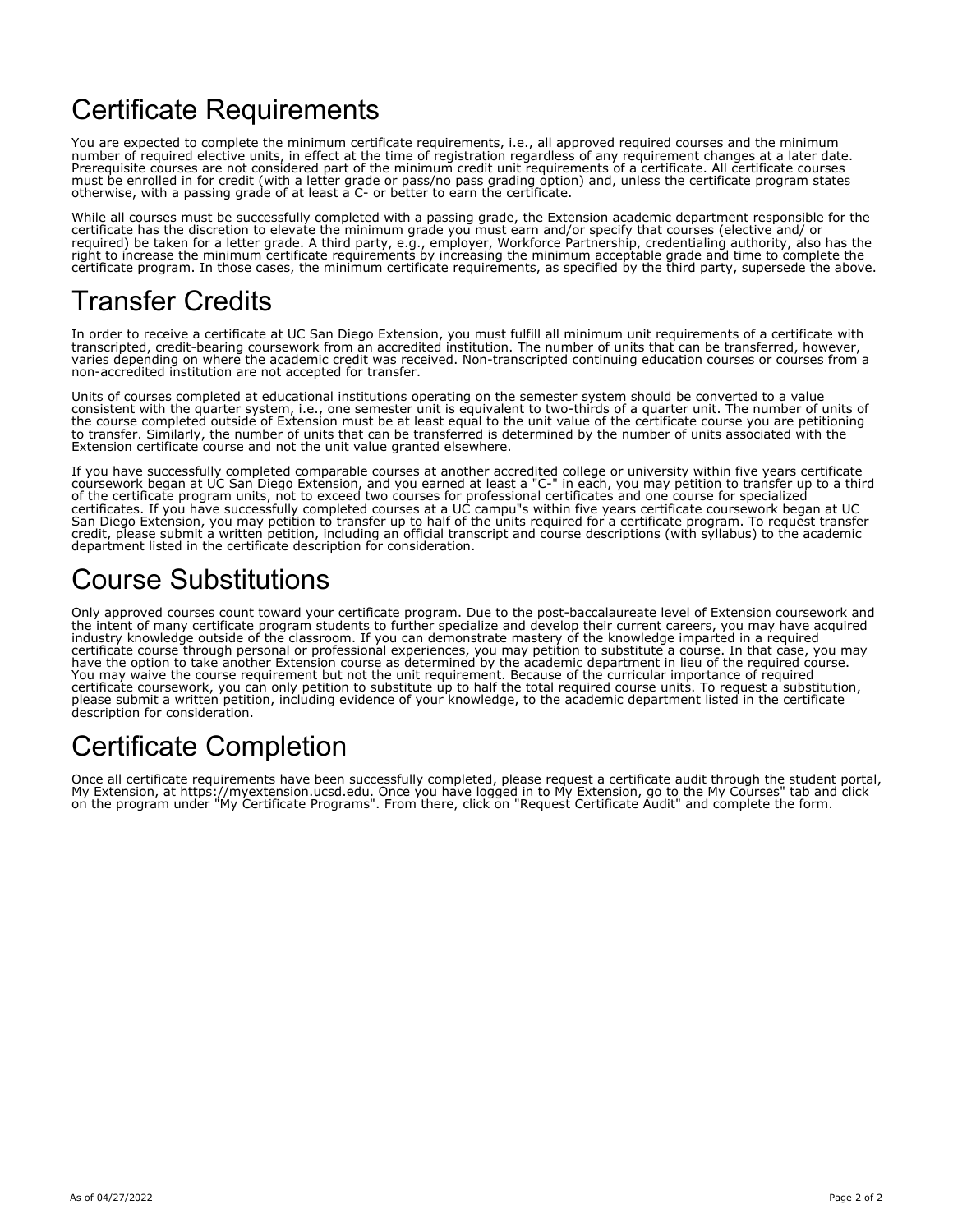# Certificate Requirements

You are expected to complete the minimum certificate requirements, i.e., all approved required courses and the minimum number of required elective units, in effect at the time of registration regardless of any requirement changes at a later date. Prerequisite courses are not considered part of the minimum credit unit requirements of a certificate. All certificate courses must be enrolled in for credit (with a letter grade or pass/no pass grading option) and, unless the certificate program states otherwise, with a passing grade of at least a C- or better to earn the certificate.

While all courses must be successfully completed with a passing grade, the Extension academic department responsible for the certificate has the discretion to elevate the minimum grade you must earn and/or specify that courses (elective and/ or required) be taken for a letter grade. A third party, e.g., employer, Workforce Partnership, credentialing authority, also has the right to increase the minimum certificate requirements by increasing the minimum acceptable grade and time to complete the certificate program. In those cases, the minimum certificate requirements, as specified by the third party, supersede the above.

# Transfer Credits

In order to receive a certificate at UC San Diego Extension, you must fulfill all minimum unit requirements of a certificate with transcripted, credit-bearing coursework from an accredited institution. The number of units that can be transferred, however, varies depending on where the academic credit was received. Non-transcripted continuing education courses or courses from a non-accredited institution are not accepted for transfer.

Units of courses completed at educational institutions operating on the semester system should be converted to a value consistent with the quarter system, i.e., one semester unit is equivalent to two-thirds of a quarter unit. The number of units of the course completed outside of Extension must be at least equal to the unit value of the certificate course you are petitioning to transfer. Similarly, the number of units that can be transferred is determined by the number of units associated with the Extension certificate course and not the unit value granted elsewhere.

If you have successfully completed comparable courses at another accredited college or university within five years certificate coursework began at UC San Diego Extension, and you earned at least a "C-" in each, you may petition to transfer up to a third of the certificate program units, not to exceed two courses for professional certificates and one course for specialized certificates. If you have successfully completed courses at a UC campu"s within five years certificate coursework began at UC San Diego Extension, you may petition to transfer up to half of the units required for a certificate program. To request transfer credit, please submit a written petition, including an official transcript and course descriptions (with syllabus) to the academic department listed in the certificate description for consideration.

# Course Substitutions

Only approved courses count toward your certificate program. Due to the post-baccalaureate level of Extension coursework and the intent of many certificate program students to further specialize and develop their current careers, you may have acquired industry knowledge outside of the classroom. If you can demonstrate mastery of the knowledge imparted in a required certificate course through personal or professional experiences, you may petition to substitute a course. In that case, you may have the option to take another Extension course as determined by the academic department in lieu of the required course. You may waive the course requirement but not the unit requirement. Because of the curricular importance of required certificate coursework, you can only petition to substitute up to half the total required course units. To request a substitution, please submit a written petition, including evidence of your knowledge, to the academic department listed in the certificate description for consideration.

# Certificate Completion

Once all certificate requirements have been successfully completed, please request a certificate audit through the student portal, My Extension, at https://myextension.ucsd.edu. Once you have logged in to My Extension, go to the My Courses" tab and click on the program under "My Certificate Programs". From there, click on "Request Certificate Audit" and complete the form.

As of 04/27/2022